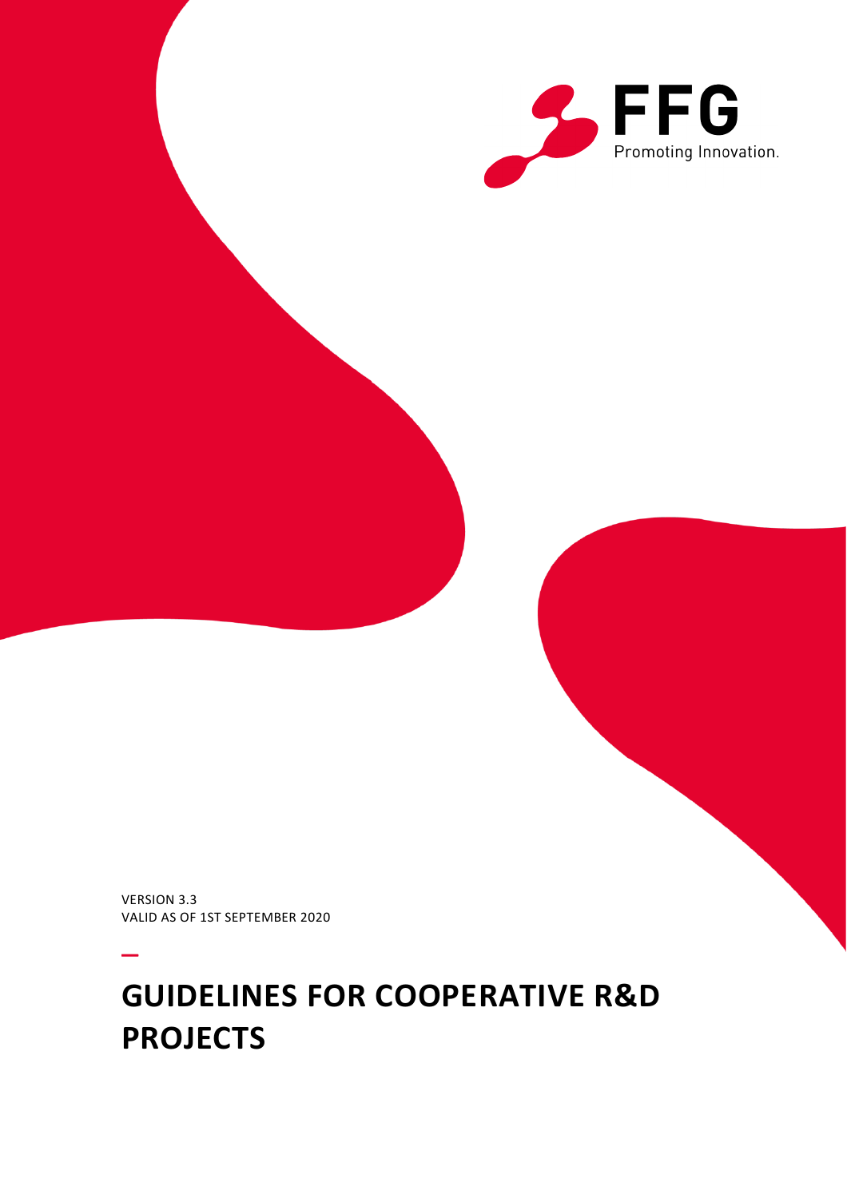FFG

Promoting Innovation.

VERSION 3.3
VALID AS OF 1ST SEPTEMBER 2020

—

# GUIDELINES FOR COOPERATIVE R&D PROJECTS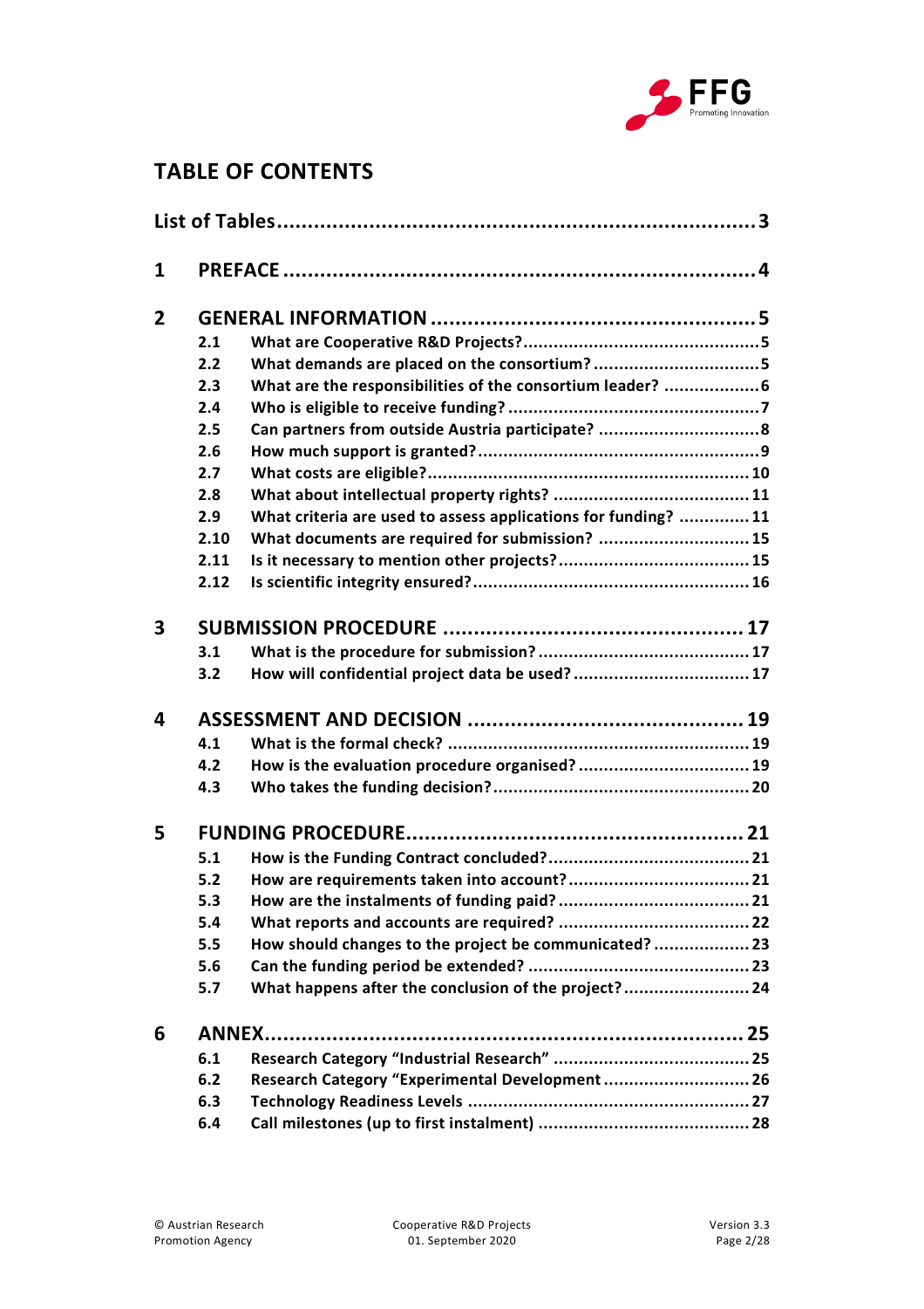# TABLE OF CONTENTS

**List of Tables** ........ 3

**1 PREFACE** ........ 4

**2 GENERAL INFORMATION** ........ 5

- 2.1 What are Cooperative R&D Projects? ........ 5
- 2.2 What demands are placed on the consortium? ........ 5
- 2.3 What are the responsibilities of the consortium leader? ........ 6
- 2.4 Who is eligible to receive funding? ........ 7
- 2.5 Can partners from outside Austria participate? ........ 8
- 2.6 How much support is granted? ........ 9
- 2.7 What costs are eligible? ........ 10
- 2.8 What about intellectual property rights? ........ 11
- 2.9 What criteria are used to assess applications for funding? ........ 11
- 2.10 What documents are required for submission? ........ 15
- 2.11 Is it necessary to mention other projects? ........ 15
- 2.12 Is scientific integrity ensured? ........ 16

**3 SUBMISSION PROCEDURE** ........ 17

- 3.1 What is the procedure for submission? ........ 17
- 3.2 How will confidential project data be used? ........ 17

**4 ASSESSMENT AND DECISION** ........ 19

- 4.1 What is the formal check? ........ 19
- 4.2 How is the evaluation procedure organised? ........ 19
- 4.3 Who takes the funding decision? ........ 20

**5 FUNDING PROCEDURE** ........ 21

- 5.1 How is the Funding Contract concluded? ........ 21
- 5.2 How are requirements taken into account? ........ 21
- 5.3 How are the instalments of funding paid? ........ 21
- 5.4 What reports and accounts are required? ........ 22
- 5.5 How should changes to the project be communicated? ........ 23
- 5.6 Can the funding period be extended? ........ 23
- 5.7 What happens after the conclusion of the project? ........ 24

**6 ANNEX** ........ 25

- 6.1 Research Category “Industrial Research” ........ 25
- 6.2 Research Category “Experimental Development ........ 26
- 6.3 Technology Readiness Levels ........ 27
- 6.4 Call milestones (up to first instalment) ........ 28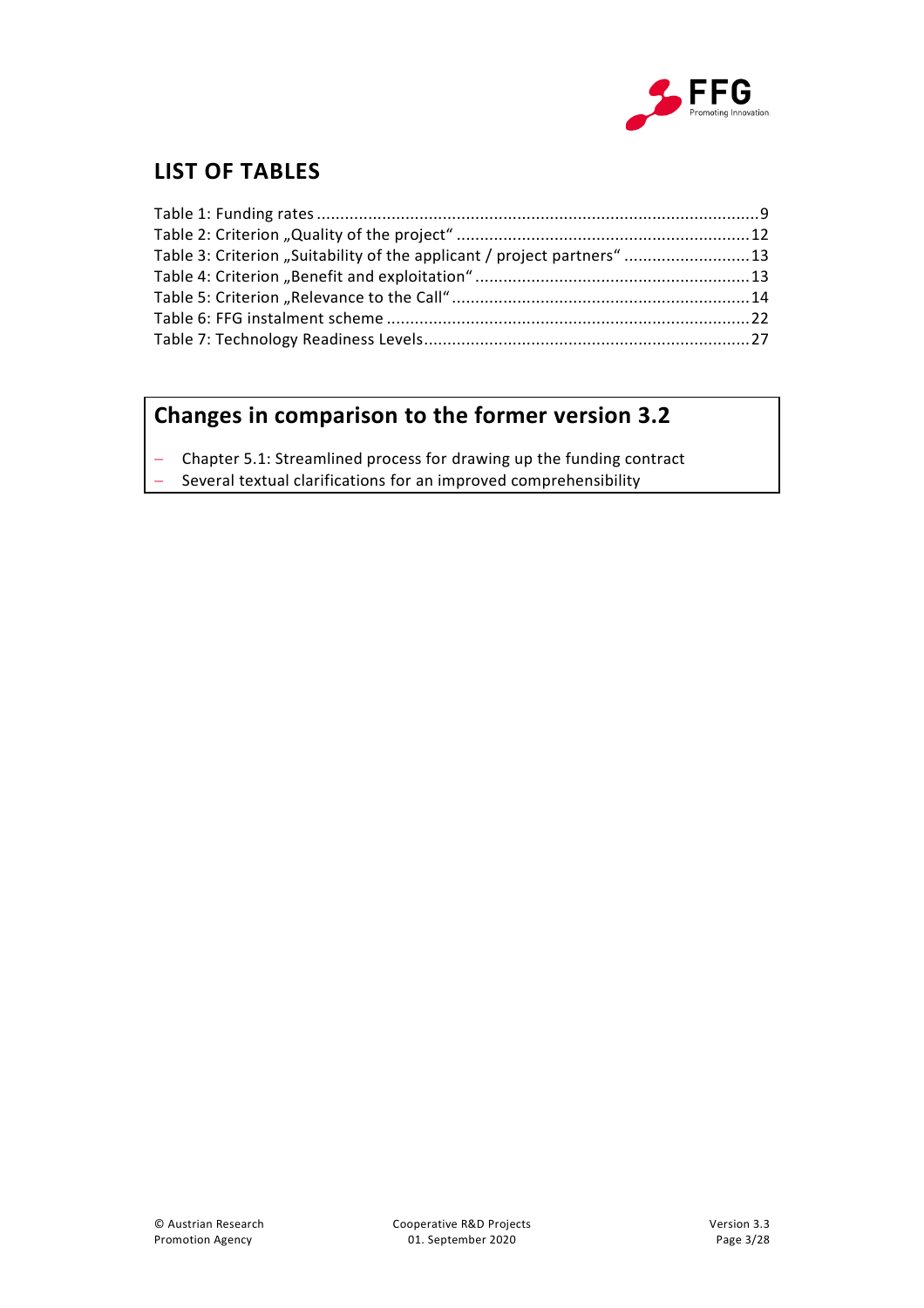## LIST OF TABLES

Table 1: Funding rates ........................................................................................9
Table 2: Criterion „Quality of the project“ .........................................................12
Table 3: Criterion „Suitability of the applicant / project partners“ ...........................13
Table 4: Criterion „Benefit and exploitation“ .....................................................13
Table 5: Criterion „Relevance to the Call“ .........................................................14
Table 6: FFG instalment scheme .......................................................................22
Table 7: Technology Readiness Levels...............................................................27

## Changes in comparison to the former version 3.2

- Chapter 5.1: Streamlined process for drawing up the funding contract
- Several textual clarifications for an improved comprehensibility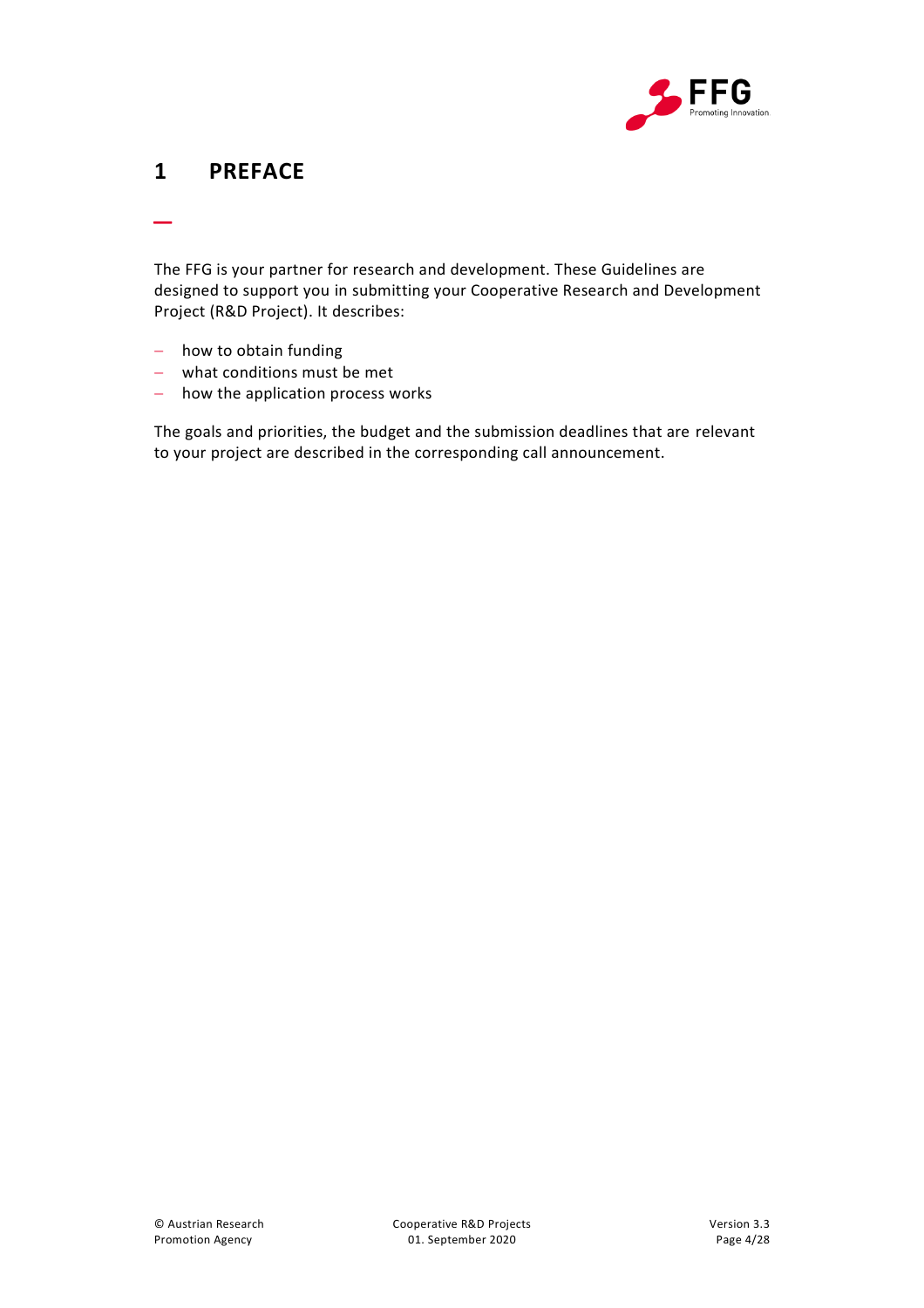# 1 PREFACE

The FFG is your partner for research and development. These Guidelines are designed to support you in submitting your Cooperative Research and Development Project (R&D Project). It describes:

- how to obtain funding
- what conditions must be met
- how the application process works

The goals and priorities, the budget and the submission deadlines that are relevant to your project are described in the corresponding call announcement.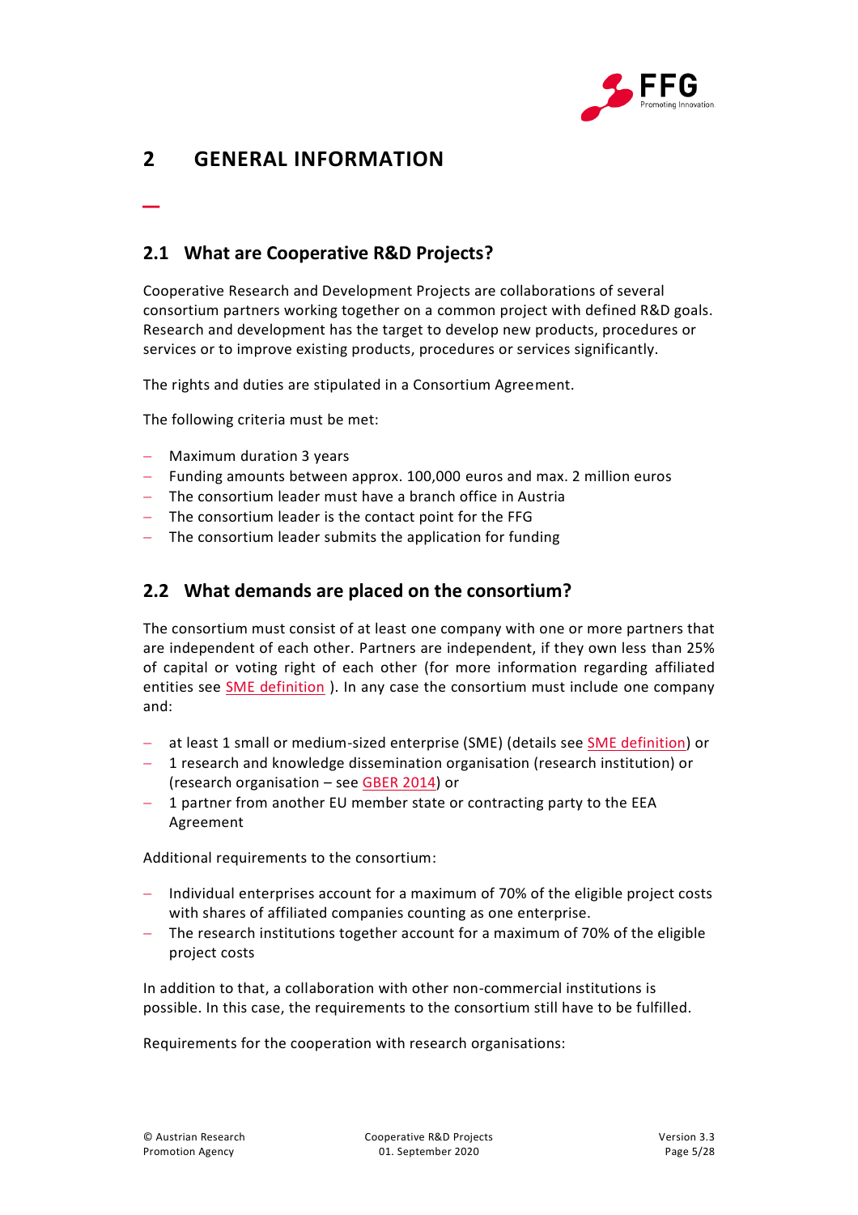# 2 GENERAL INFORMATION

## 2.1 What are Cooperative R&D Projects?

Cooperative Research and Development Projects are collaborations of several consortium partners working together on a common project with defined R&D goals. Research and development has the target to develop new products, procedures or services or to improve existing products, procedures or services significantly.

The rights and duties are stipulated in a Consortium Agreement.

The following criteria must be met:

- Maximum duration 3 years
- Funding amounts between approx. 100,000 euros and max. 2 million euros
- The consortium leader must have a branch office in Austria
- The consortium leader is the contact point for the FFG
- The consortium leader submits the application for funding

## 2.2 What demands are placed on the consortium?

The consortium must consist of at least one company with one or more partners that are independent of each other. Partners are independent, if they own less than 25% of capital or voting right of each other (for more information regarding affiliated entities see SME definition ). In any case the consortium must include one company and:

- at least 1 small or medium-sized enterprise (SME) (details see SME definition) or
- 1 research and knowledge dissemination organisation (research institution) or (research organisation – see GBER 2014) or
- 1 partner from another EU member state or contracting party to the EEA Agreement

Additional requirements to the consortium:

- Individual enterprises account for a maximum of 70% of the eligible project costs with shares of affiliated companies counting as one enterprise.
- The research institutions together account for a maximum of 70% of the eligible project costs

In addition to that, a collaboration with other non-commercial institutions is possible. In this case, the requirements to the consortium still have to be fulfilled.

Requirements for the cooperation with research organisations: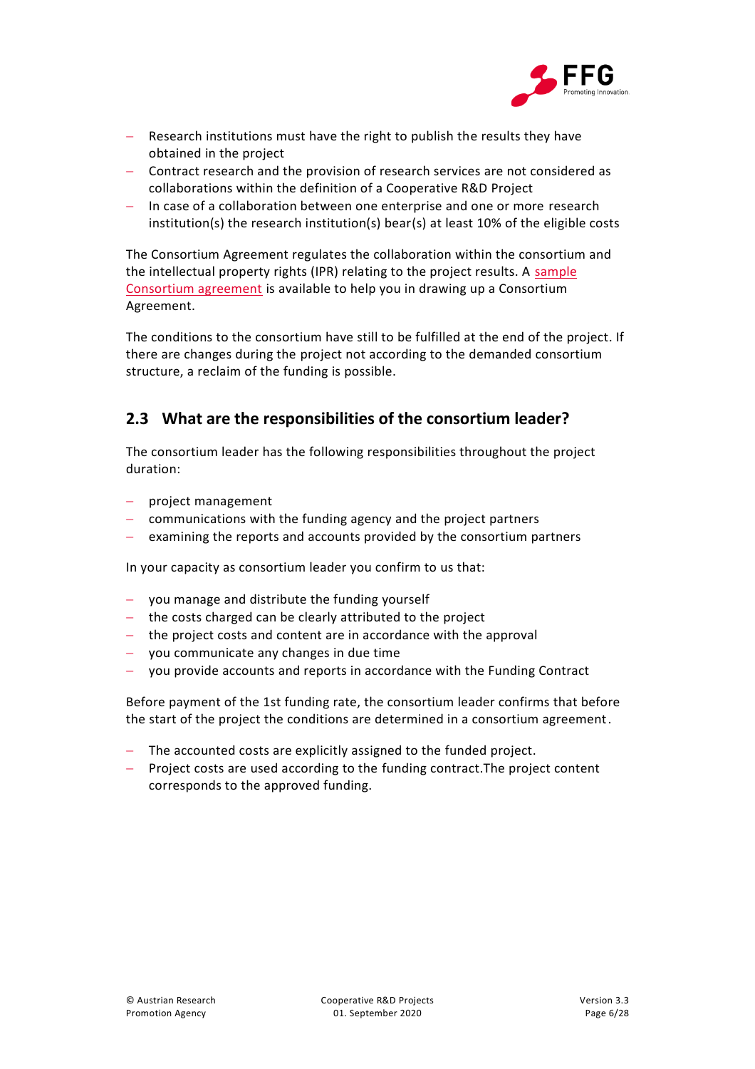- Research institutions must have the right to publish the results they have obtained in the project
- Contract research and the provision of research services are not considered as collaborations within the definition of a Cooperative R&D Project
- In case of a collaboration between one enterprise and one or more research institution(s) the research institution(s) bear(s) at least 10% of the eligible costs

The Consortium Agreement regulates the collaboration within the consortium and the intellectual property rights (IPR) relating to the project results. A sample Consortium agreement is available to help you in drawing up a Consortium Agreement.

The conditions to the consortium have still to be fulfilled at the end of the project. If there are changes during the project not according to the demanded consortium structure, a reclaim of the funding is possible.

## 2.3 What are the responsibilities of the consortium leader?

The consortium leader has the following responsibilities throughout the project duration:

- project management
- communications with the funding agency and the project partners
- examining the reports and accounts provided by the consortium partners

In your capacity as consortium leader you confirm to us that:

- you manage and distribute the funding yourself
- the costs charged can be clearly attributed to the project
- the project costs and content are in accordance with the approval
- you communicate any changes in due time
- you provide accounts and reports in accordance with the Funding Contract

Before payment of the 1st funding rate, the consortium leader confirms that before the start of the project the conditions are determined in a consortium agreement.

- The accounted costs are explicitly assigned to the funded project.
- Project costs are used according to the funding contract.The project content corresponds to the approved funding.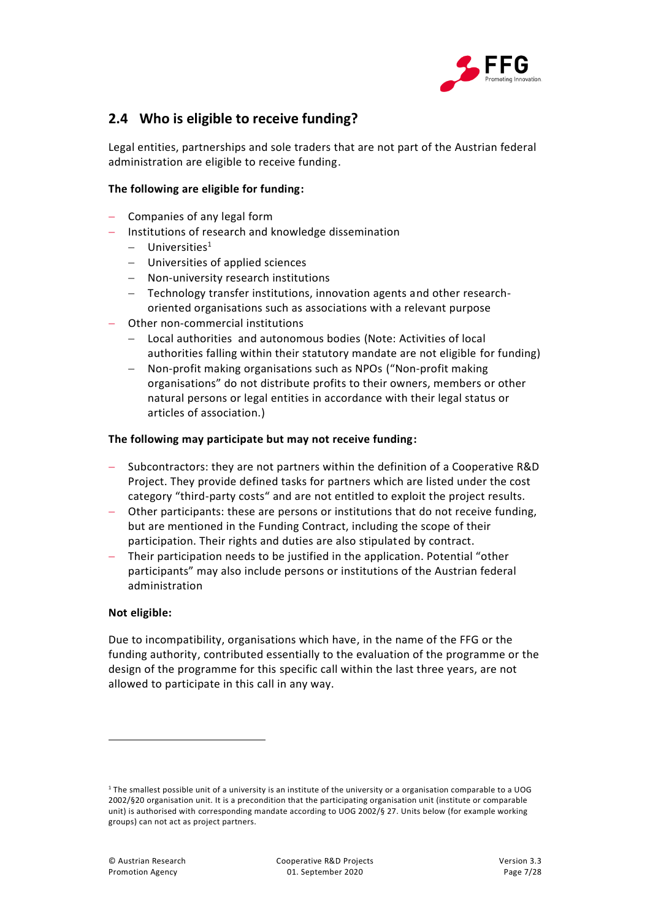## 2.4 Who is eligible to receive funding?

Legal entities, partnerships and sole traders that are not part of the Austrian federal administration are eligible to receive funding.

**The following are eligible for funding:**

- Companies of any legal form
- Institutions of research and knowledge dissemination
  - Universities[1]
  - Universities of applied sciences
  - Non-university research institutions
  - Technology transfer institutions, innovation agents and other research-oriented organisations such as associations with a relevant purpose
- Other non-commercial institutions
  - Local authorities and autonomous bodies (Note: Activities of local authorities falling within their statutory mandate are not eligible for funding)
  - Non-profit making organisations such as NPOs ("Non-profit making organisations" do not distribute profits to their owners, members or other natural persons or legal entities in accordance with their legal status or articles of association.)

**The following may participate but may not receive funding:**

- Subcontractors: they are not partners within the definition of a Cooperative R&D Project. They provide defined tasks for partners which are listed under the cost category "third-party costs" and are not entitled to exploit the project results.
- Other participants: these are persons or institutions that do not receive funding, but are mentioned in the Funding Contract, including the scope of their participation. Their rights and duties are also stipulated by contract.
- Their participation needs to be justified in the application. Potential "other participants" may also include persons or institutions of the Austrian federal administration

**Not eligible:**

Due to incompatibility, organisations which have, in the name of the FFG or the funding authority, contributed essentially to the evaluation of the programme or the design of the programme for this specific call within the last three years, are not allowed to participate in this call in any way.

---

[1] The smallest possible unit of a university is an institute of the university or a organisation comparable to a UOG 2002/§20 organisation unit. It is a precondition that the participating organisation unit (institute or comparable unit) is authorised with corresponding mandate according to UOG 2002/§ 27. Units below (for example working groups) can not act as project partners.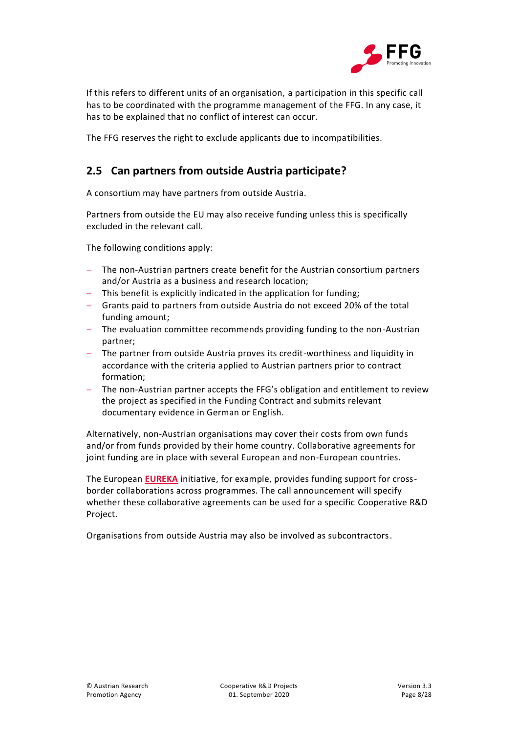If this refers to different units of an organisation, a participation in this specific call has to be coordinated with the programme management of the FFG. In any case, it has to be explained that no conflict of interest can occur.

The FFG reserves the right to exclude applicants due to incompatibilities.

## 2.5 Can partners from outside Austria participate?

A consortium may have partners from outside Austria.

Partners from outside the EU may also receive funding unless this is specifically excluded in the relevant call.

The following conditions apply:

- The non-Austrian partners create benefit for the Austrian consortium partners and/or Austria as a business and research location;
- This benefit is explicitly indicated in the application for funding;
- Grants paid to partners from outside Austria do not exceed 20% of the total funding amount;
- The evaluation committee recommends providing funding to the non-Austrian partner;
- The partner from outside Austria proves its credit-worthiness and liquidity in accordance with the criteria applied to Austrian partners prior to contract formation;
- The non-Austrian partner accepts the FFG's obligation and entitlement to review the project as specified in the Funding Contract and submits relevant documentary evidence in German or English.

Alternatively, non-Austrian organisations may cover their costs from own funds and/or from funds provided by their home country. Collaborative agreements for joint funding are in place with several European and non-European countries.

The European **EUREKA** initiative, for example, provides funding support for cross-border collaborations across programmes. The call announcement will specify whether these collaborative agreements can be used for a specific Cooperative R&D Project.

Organisations from outside Austria may also be involved as subcontractors.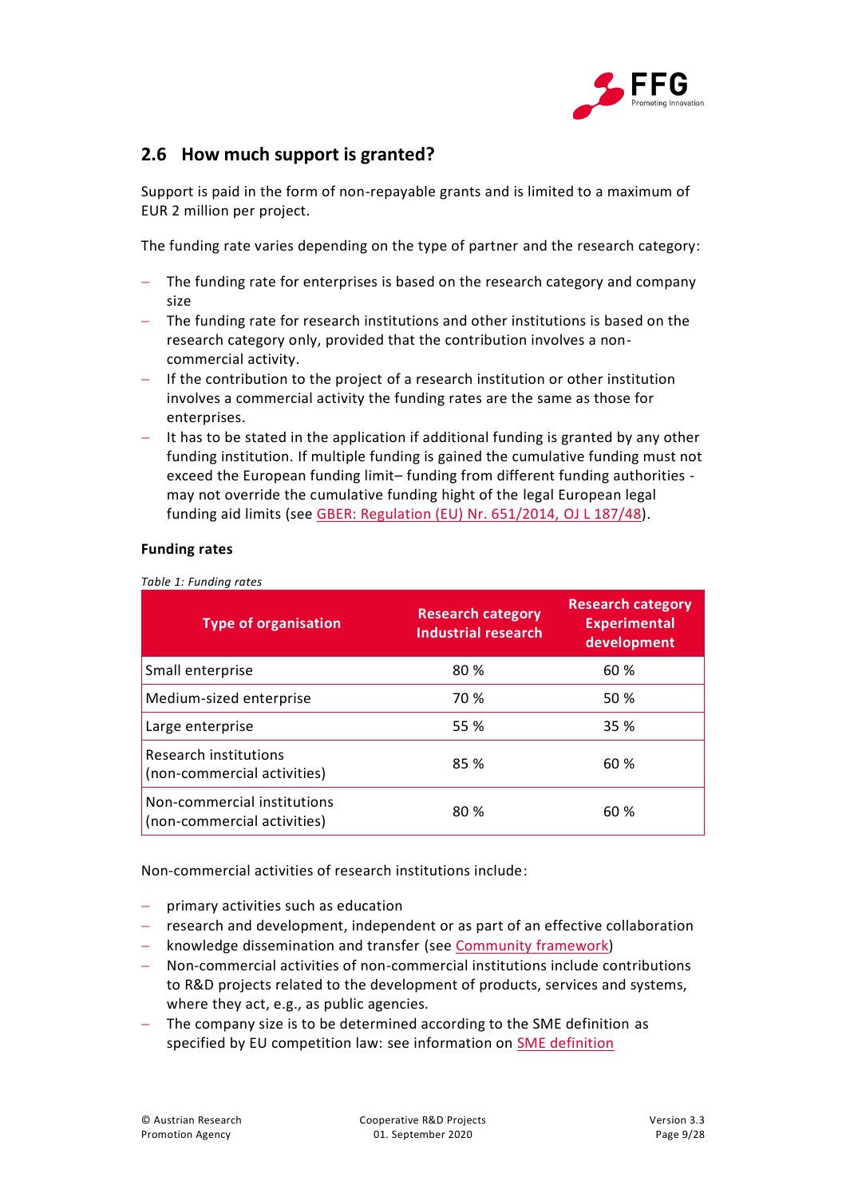## 2.6 How much support is granted?

Support is paid in the form of non-repayable grants and is limited to a maximum of EUR 2 million per project.

The funding rate varies depending on the type of partner and the research category:

- The funding rate for enterprises is based on the research category and company size
- The funding rate for research institutions and other institutions is based on the research category only, provided that the contribution involves a non-commercial activity.
- If the contribution to the project of a research institution or other institution involves a commercial activity the funding rates are the same as those for enterprises.
- It has to be stated in the application if additional funding is granted by any other funding institution. If multiple funding is gained the cumulative funding must not exceed the European funding limit– funding from different funding authorities - may not override the cumulative funding hight of the legal European legal funding aid limits (see GBER: Regulation (EU) Nr. 651/2014, OJ L 187/48).

**Funding rates**

*Table 1: Funding rates*

| Type of organisation | Research category Industrial research | Research category Experimental development |
|---|---|---|
| Small enterprise | 80 % | 60 % |
| Medium-sized enterprise | 70 % | 50 % |
| Large enterprise | 55 % | 35 % |
| Research institutions (non-commercial activities) | 85 % | 60 % |
| Non-commercial institutions (non-commercial activities) | 80 % | 60 % |

Non-commercial activities of research institutions include:

- primary activities such as education
- research and development, independent or as part of an effective collaboration
- knowledge dissemination and transfer (see Community framework)
- Non-commercial activities of non-commercial institutions include contributions to R&D projects related to the development of products, services and systems, where they act, e.g., as public agencies.
- The company size is to be determined according to the SME definition as specified by EU competition law: see information on SME definition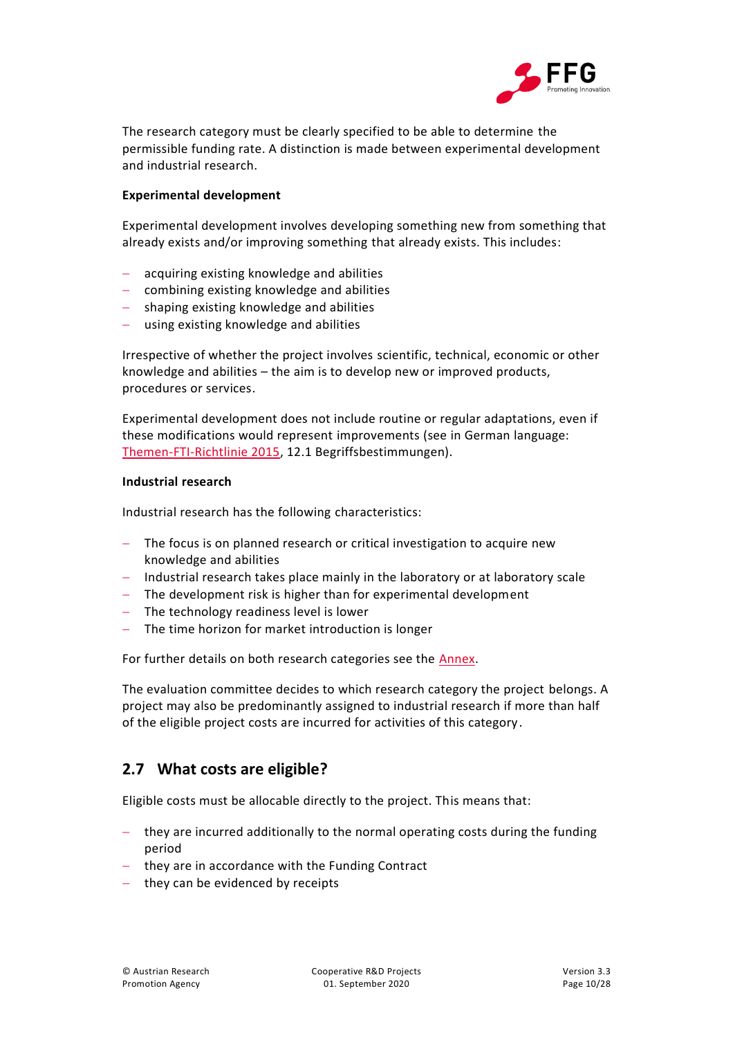The research category must be clearly specified to be able to determine the permissible funding rate. A distinction is made between experimental development and industrial research.

**Experimental development**

Experimental development involves developing something new from something that already exists and/or improving something that already exists. This includes:

- acquiring existing knowledge and abilities
- combining existing knowledge and abilities
- shaping existing knowledge and abilities
- using existing knowledge and abilities

Irrespective of whether the project involves scientific, technical, economic or other knowledge and abilities – the aim is to develop new or improved products, procedures or services.

Experimental development does not include routine or regular adaptations, even if these modifications would represent improvements (see in German language: Themen-FTI-Richtlinie 2015, 12.1 Begriffsbestimmungen).

**Industrial research**

Industrial research has the following characteristics:

- The focus is on planned research or critical investigation to acquire new knowledge and abilities
- Industrial research takes place mainly in the laboratory or at laboratory scale
- The development risk is higher than for experimental development
- The technology readiness level is lower
- The time horizon for market introduction is longer

For further details on both research categories see the Annex.

The evaluation committee decides to which research category the project belongs. A project may also be predominantly assigned to industrial research if more than half of the eligible project costs are incurred for activities of this category.

## 2.7 What costs are eligible?

Eligible costs must be allocable directly to the project. This means that:

- they are incurred additionally to the normal operating costs during the funding period
- they are in accordance with the Funding Contract
- they can be evidenced by receipts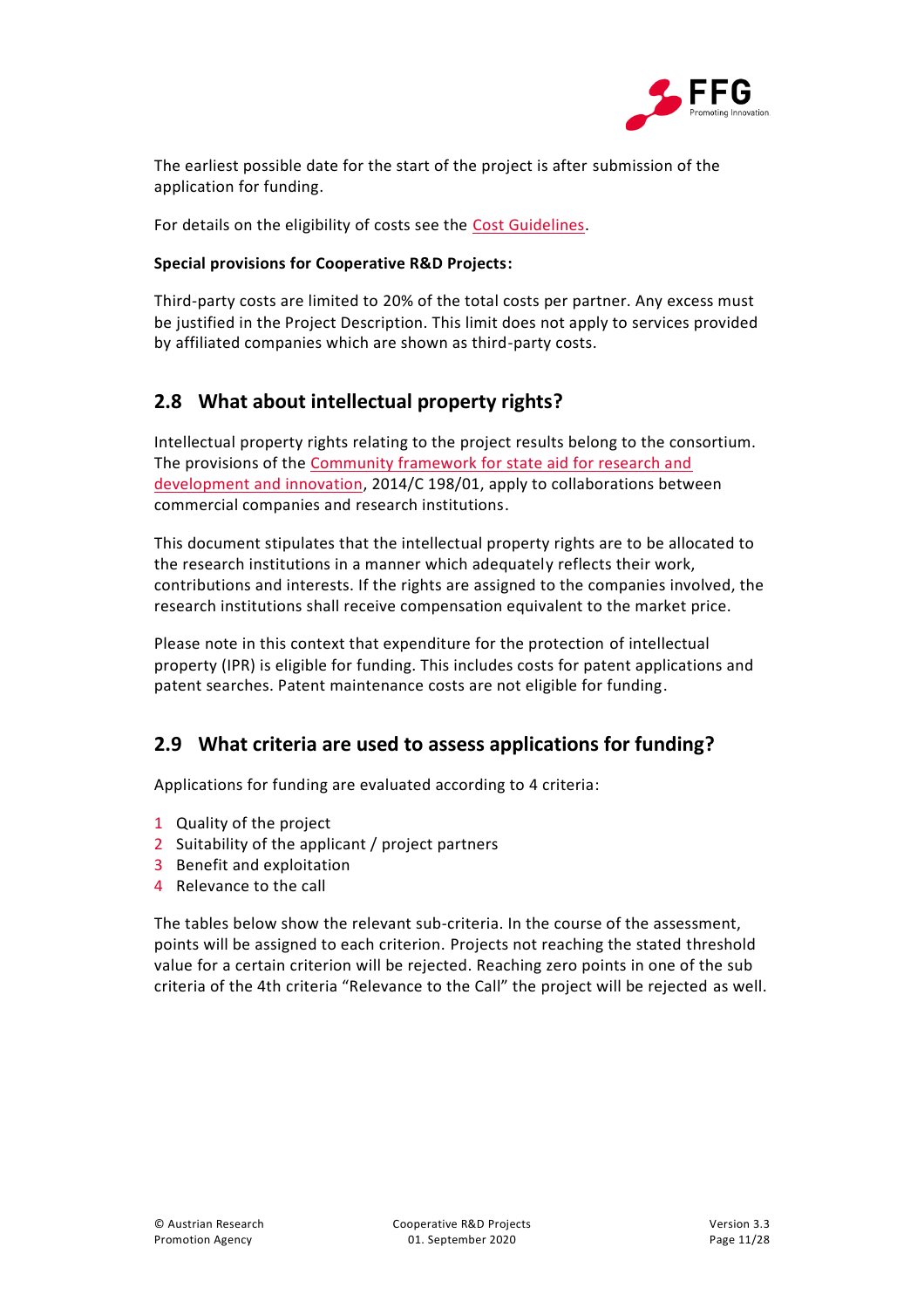The earliest possible date for the start of the project is after submission of the application for funding.

For details on the eligibility of costs see the Cost Guidelines.

**Special provisions for Cooperative R&D Projects:**

Third-party costs are limited to 20% of the total costs per partner. Any excess must be justified in the Project Description. This limit does not apply to services provided by affiliated companies which are shown as third-party costs.

## 2.8 What about intellectual property rights?

Intellectual property rights relating to the project results belong to the consortium. The provisions of the Community framework for state aid for research and development and innovation, 2014/C 198/01, apply to collaborations between commercial companies and research institutions.

This document stipulates that the intellectual property rights are to be allocated to the research institutions in a manner which adequately reflects their work, contributions and interests. If the rights are assigned to the companies involved, the research institutions shall receive compensation equivalent to the market price.

Please note in this context that expenditure for the protection of intellectual property (IPR) is eligible for funding. This includes costs for patent applications and patent searches. Patent maintenance costs are not eligible for funding.

## 2.9 What criteria are used to assess applications for funding?

Applications for funding are evaluated according to 4 criteria:

1. Quality of the project
2. Suitability of the applicant / project partners
3. Benefit and exploitation
4. Relevance to the call

The tables below show the relevant sub-criteria. In the course of the assessment, points will be assigned to each criterion. Projects not reaching the stated threshold value for a certain criterion will be rejected. Reaching zero points in one of the sub criteria of the 4th criteria "Relevance to the Call" the project will be rejected as well.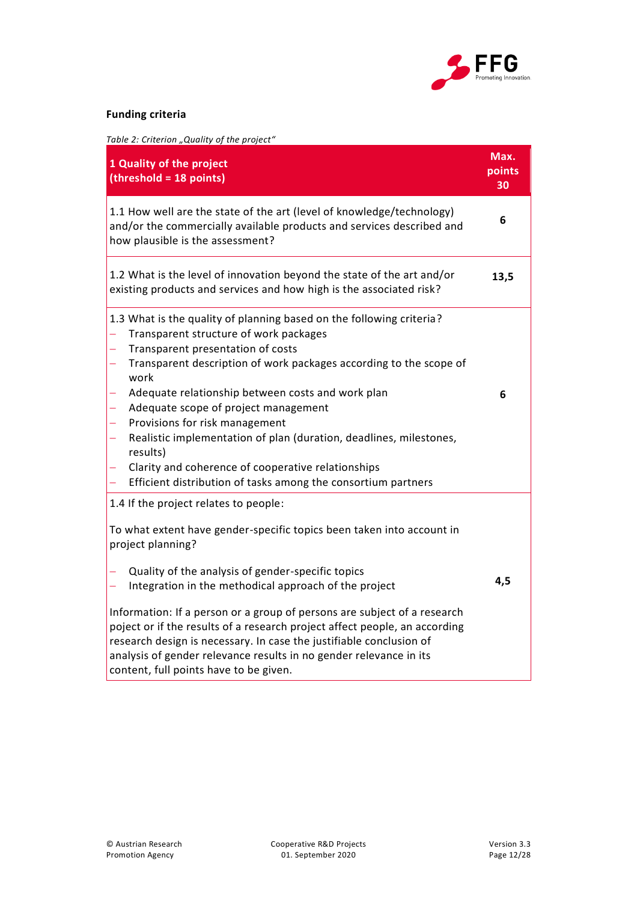**Funding criteria**

*Table 2: Criterion „Quality of the project"*

| 1 Quality of the project (threshold = 18 points) | Max. points 30 |
|---|---|
| 1.1 How well are the state of the art (level of knowledge/technology) and/or the commercially available products and services described and how plausible is the assessment? | 6 |
| 1.2 What is the level of innovation beyond the state of the art and/or existing products and services and how high is the associated risk? | 13,5 |
| 1.3 What is the quality of planning based on the following criteria?<br>– Transparent structure of work packages<br>– Transparent presentation of costs<br>– Transparent description of work packages according to the scope of work<br>– Adequate relationship between costs and work plan<br>– Adequate scope of project management<br>– Provisions for risk management<br>– Realistic implementation of plan (duration, deadlines, milestones, results)<br>– Clarity and coherence of cooperative relationships<br>– Efficient distribution of tasks among the consortium partners | 6 |
| 1.4 If the project relates to people:<br><br>To what extent have gender-specific topics been taken into account in project planning?<br><br>– Quality of the analysis of gender-specific topics<br>– Integration in the methodical approach of the project<br><br>Information: If a person or a group of persons are subject of a research poject or if the results of a research project affect people, an according research design is necessary. In case the justifiable conclusion of analysis of gender relevance results in no gender relevance in its content, full points have to be given. | 4,5 |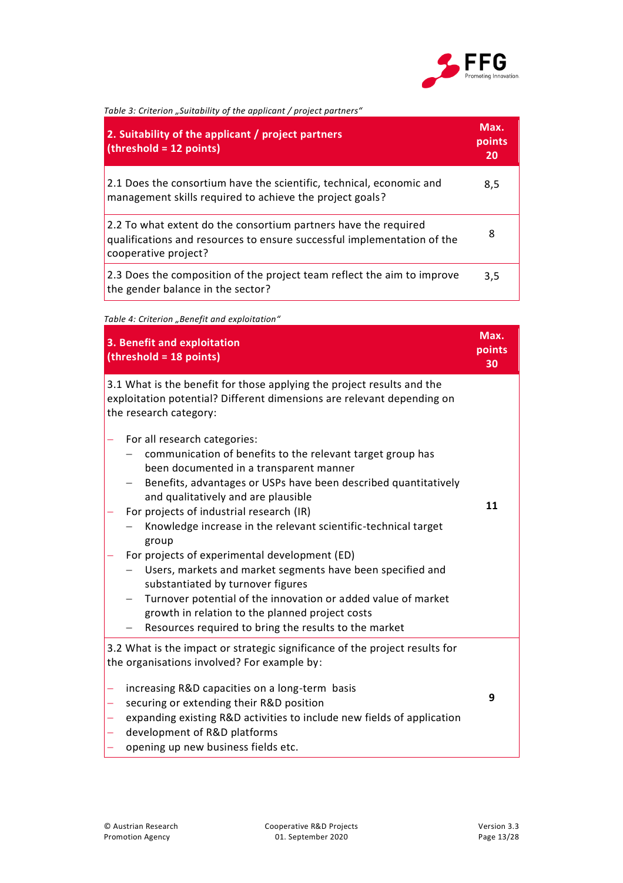*Table 3: Criterion „Suitability of the applicant / project partners"*

| 2. Suitability of the applicant / project partners (threshold = 12 points) | Max. points 20 |
|---|---|
| 2.1 Does the consortium have the scientific, technical, economic and management skills required to achieve the project goals? | 8,5 |
| 2.2 To what extent do the consortium partners have the required qualifications and resources to ensure successful implementation of the cooperative project? | 8 |
| 2.3 Does the composition of the project team reflect the aim to improve the gender balance in the sector? | 3,5 |

*Table 4: Criterion „Benefit and exploitation"*

| 3. Benefit and exploitation (threshold = 18 points) | Max. points 30 |
|---|---|
| 3.1 What is the benefit for those applying the project results and the exploitation potential? Different dimensions are relevant depending on the research category:<br><br>– For all research categories:<br>&nbsp;&nbsp;– communication of benefits to the relevant target group has been documented in a transparent manner<br>&nbsp;&nbsp;– Benefits, advantages or USPs have been described quantitatively and qualitatively and are plausible<br>– For projects of industrial research (IR)<br>&nbsp;&nbsp;– Knowledge increase in the relevant scientific-technical target group<br>– For projects of experimental development (ED)<br>&nbsp;&nbsp;– Users, markets and market segments have been specified and substantiated by turnover figures<br>&nbsp;&nbsp;– Turnover potential of the innovation or added value of market growth in relation to the planned project costs<br>&nbsp;&nbsp;– Resources required to bring the results to the market | **11** |
| 3.2 What is the impact or strategic significance of the project results for the organisations involved? For example by:<br><br>– increasing R&D capacities on a long-term basis<br>– securing or extending their R&D position<br>– expanding existing R&D activities to include new fields of application<br>– development of R&D platforms<br>– opening up new business fields etc. | **9** |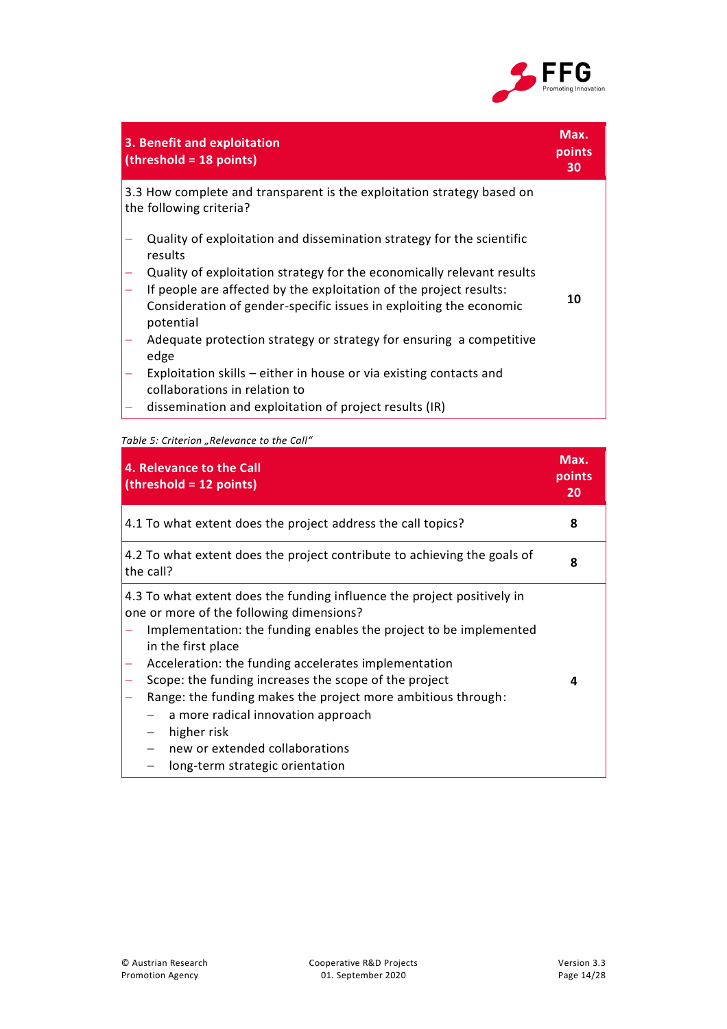| 3. Benefit and exploitation (threshold = 18 points) | Max. points 30 |
|---|---|
| 3.3 How complete and transparent is the exploitation strategy based on the following criteria?<br><br>– Quality of exploitation and dissemination strategy for the scientific results<br>– Quality of exploitation strategy for the economically relevant results<br>– If people are affected by the exploitation of the project results: Consideration of gender-specific issues in exploiting the economic potential<br>– Adequate protection strategy or strategy for ensuring a competitive edge<br>– Exploitation skills – either in house or via existing contacts and collaborations in relation to<br>– dissemination and exploitation of project results (IR) | 10 |

*Table 5: Criterion „Relevance to the Call"*

| 4. Relevance to the Call (threshold = 12 points) | Max. points 20 |
|---|---|
| 4.1 To what extent does the project address the call topics? | 8 |
| 4.2 To what extent does the project contribute to achieving the goals of the call? | 8 |
| 4.3 To what extent does the funding influence the project positively in one or more of the following dimensions?<br>– Implementation: the funding enables the project to be implemented in the first place<br>– Acceleration: the funding accelerates implementation<br>– Scope: the funding increases the scope of the project<br>– Range: the funding makes the project more ambitious through:<br>&nbsp;&nbsp;&nbsp;&nbsp;– a more radical innovation approach<br>&nbsp;&nbsp;&nbsp;&nbsp;– higher risk<br>&nbsp;&nbsp;&nbsp;&nbsp;– new or extended collaborations<br>&nbsp;&nbsp;&nbsp;&nbsp;– long-term strategic orientation | 4 |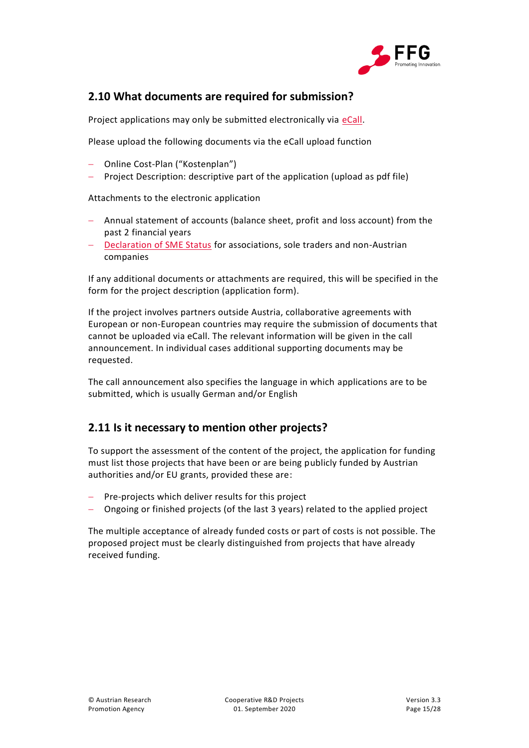## 2.10 What documents are required for submission?

Project applications may only be submitted electronically via eCall.

Please upload the following documents via the eCall upload function

- Online Cost-Plan ("Kostenplan")
- Project Description: descriptive part of the application (upload as pdf file)

Attachments to the electronic application

- Annual statement of accounts (balance sheet, profit and loss account) from the past 2 financial years
- Declaration of SME Status for associations, sole traders and non-Austrian companies

If any additional documents or attachments are required, this will be specified in the form for the project description (application form).

If the project involves partners outside Austria, collaborative agreements with European or non-European countries may require the submission of documents that cannot be uploaded via eCall. The relevant information will be given in the call announcement. In individual cases additional supporting documents may be requested.

The call announcement also specifies the language in which applications are to be submitted, which is usually German and/or English

## 2.11 Is it necessary to mention other projects?

To support the assessment of the content of the project, the application for funding must list those projects that have been or are being publicly funded by Austrian authorities and/or EU grants, provided these are:

- Pre-projects which deliver results for this project
- Ongoing or finished projects (of the last 3 years) related to the applied project

The multiple acceptance of already funded costs or part of costs is not possible. The proposed project must be clearly distinguished from projects that have already received funding.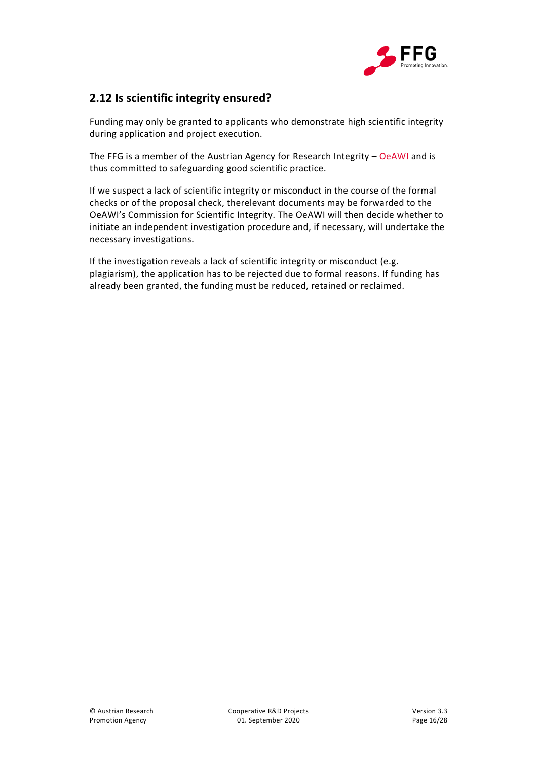## 2.12 Is scientific integrity ensured?

Funding may only be granted to applicants who demonstrate high scientific integrity during application and project execution.

The FFG is a member of the Austrian Agency for Research Integrity – OeAWI and is thus committed to safeguarding good scientific practice.

If we suspect a lack of scientific integrity or misconduct in the course of the formal checks or of the proposal check, therelevant documents may be forwarded to the OeAWI's Commission for Scientific Integrity. The OeAWI will then decide whether to initiate an independent investigation procedure and, if necessary, will undertake the necessary investigations.

If the investigation reveals a lack of scientific integrity or misconduct (e.g. plagiarism), the application has to be rejected due to formal reasons. If funding has already been granted, the funding must be reduced, retained or reclaimed.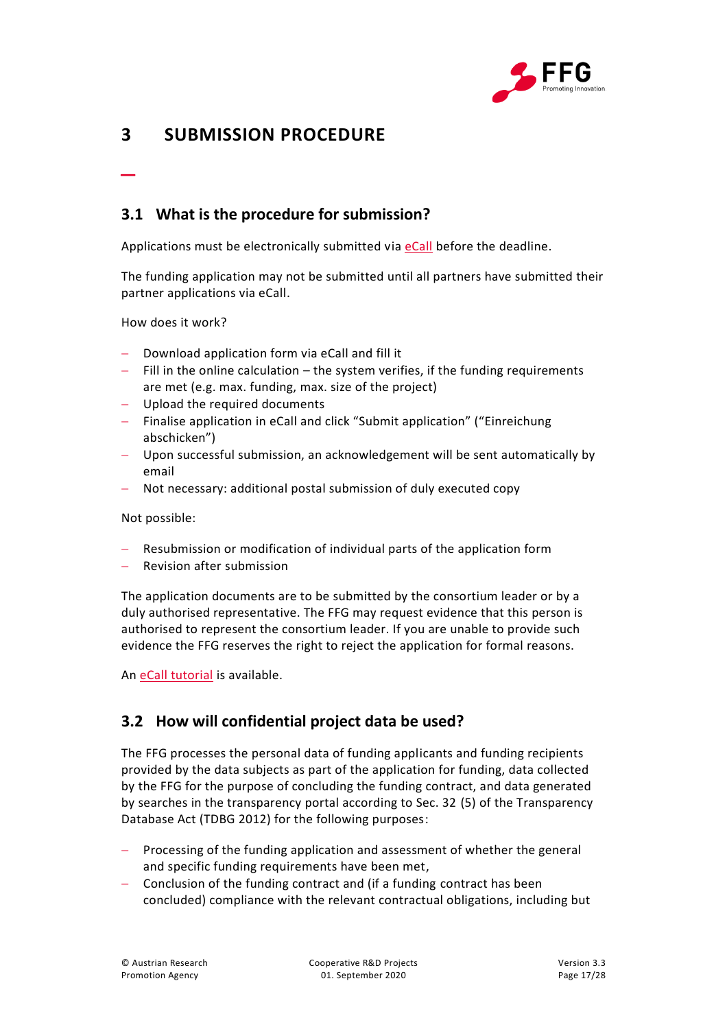# 3 SUBMISSION PROCEDURE

## 3.1 What is the procedure for submission?

Applications must be electronically submitted via eCall before the deadline.

The funding application may not be submitted until all partners have submitted their partner applications via eCall.

How does it work?

- Download application form via eCall and fill it
- Fill in the online calculation – the system verifies, if the funding requirements are met (e.g. max. funding, max. size of the project)
- Upload the required documents
- Finalise application in eCall and click "Submit application" ("Einreichung abschicken")
- Upon successful submission, an acknowledgement will be sent automatically by email
- Not necessary: additional postal submission of duly executed copy

Not possible:

- Resubmission or modification of individual parts of the application form
- Revision after submission

The application documents are to be submitted by the consortium leader or by a duly authorised representative. The FFG may request evidence that this person is authorised to represent the consortium leader. If you are unable to provide such evidence the FFG reserves the right to reject the application for formal reasons.

An eCall tutorial is available.

## 3.2 How will confidential project data be used?

The FFG processes the personal data of funding applicants and funding recipients provided by the data subjects as part of the application for funding, data collected by the FFG for the purpose of concluding the funding contract, and data generated by searches in the transparency portal according to Sec. 32 (5) of the Transparency Database Act (TDBG 2012) for the following purposes:

- Processing of the funding application and assessment of whether the general and specific funding requirements have been met,
- Conclusion of the funding contract and (if a funding contract has been concluded) compliance with the relevant contractual obligations, including but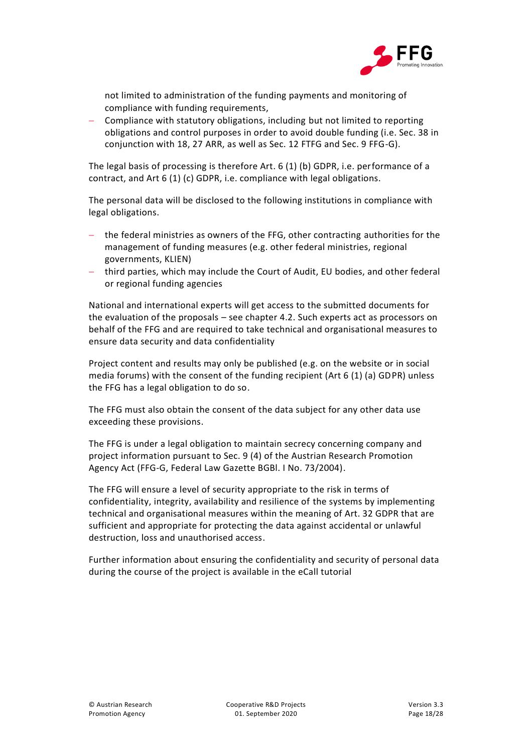not limited to administration of the funding payments and monitoring of compliance with funding requirements,

- Compliance with statutory obligations, including but not limited to reporting obligations and control purposes in order to avoid double funding (i.e. Sec. 38 in conjunction with 18, 27 ARR, as well as Sec. 12 FTFG and Sec. 9 FFG-G).

The legal basis of processing is therefore Art. 6 (1) (b) GDPR, i.e. performance of a contract, and Art 6 (1) (c) GDPR, i.e. compliance with legal obligations.

The personal data will be disclosed to the following institutions in compliance with legal obligations.

- the federal ministries as owners of the FFG, other contracting authorities for the management of funding measures (e.g. other federal ministries, regional governments, KLIEN)
- third parties, which may include the Court of Audit, EU bodies, and other federal or regional funding agencies

National and international experts will get access to the submitted documents for the evaluation of the proposals – see chapter 4.2. Such experts act as processors on behalf of the FFG and are required to take technical and organisational measures to ensure data security and data confidentiality

Project content and results may only be published (e.g. on the website or in social media forums) with the consent of the funding recipient (Art 6 (1) (a) GDPR) unless the FFG has a legal obligation to do so.

The FFG must also obtain the consent of the data subject for any other data use exceeding these provisions.

The FFG is under a legal obligation to maintain secrecy concerning company and project information pursuant to Sec. 9 (4) of the Austrian Research Promotion Agency Act (FFG-G, Federal Law Gazette BGBl. I No. 73/2004).

The FFG will ensure a level of security appropriate to the risk in terms of confidentiality, integrity, availability and resilience of the systems by implementing technical and organisational measures within the meaning of Art. 32 GDPR that are sufficient and appropriate for protecting the data against accidental or unlawful destruction, loss and unauthorised access.

Further information about ensuring the confidentiality and security of personal data during the course of the project is available in the eCall tutorial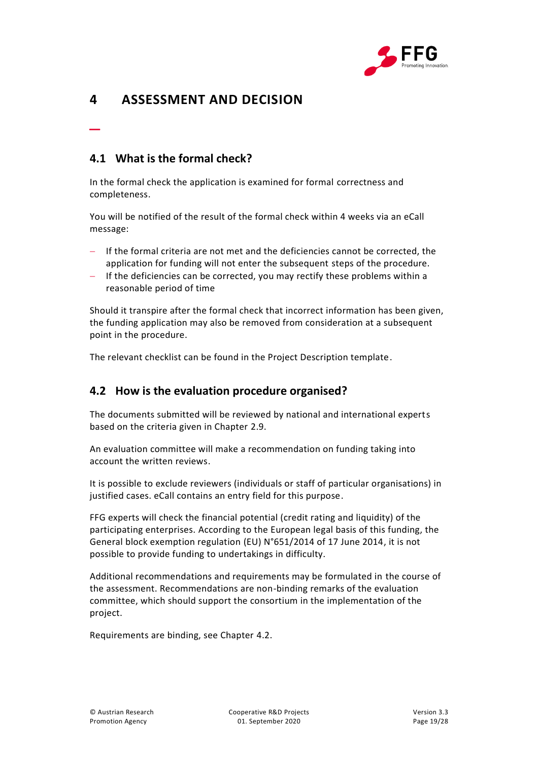# 4 ASSESSMENT AND DECISION

## 4.1 What is the formal check?

In the formal check the application is examined for formal correctness and completeness.

You will be notified of the result of the formal check within 4 weeks via an eCall message:

- If the formal criteria are not met and the deficiencies cannot be corrected, the application for funding will not enter the subsequent steps of the procedure.
- If the deficiencies can be corrected, you may rectify these problems within a reasonable period of time

Should it transpire after the formal check that incorrect information has been given, the funding application may also be removed from consideration at a subsequent point in the procedure.

The relevant checklist can be found in the Project Description template.

## 4.2 How is the evaluation procedure organised?

The documents submitted will be reviewed by national and international experts based on the criteria given in Chapter 2.9.

An evaluation committee will make a recommendation on funding taking into account the written reviews.

It is possible to exclude reviewers (individuals or staff of particular organisations) in justified cases. eCall contains an entry field for this purpose.

FFG experts will check the financial potential (credit rating and liquidity) of the participating enterprises. According to the European legal basis of this funding, the General block exemption regulation (EU) N°651/2014 of 17 June 2014, it is not possible to provide funding to undertakings in difficulty.

Additional recommendations and requirements may be formulated in the course of the assessment. Recommendations are non-binding remarks of the evaluation committee, which should support the consortium in the implementation of the project.

Requirements are binding, see Chapter 4.2.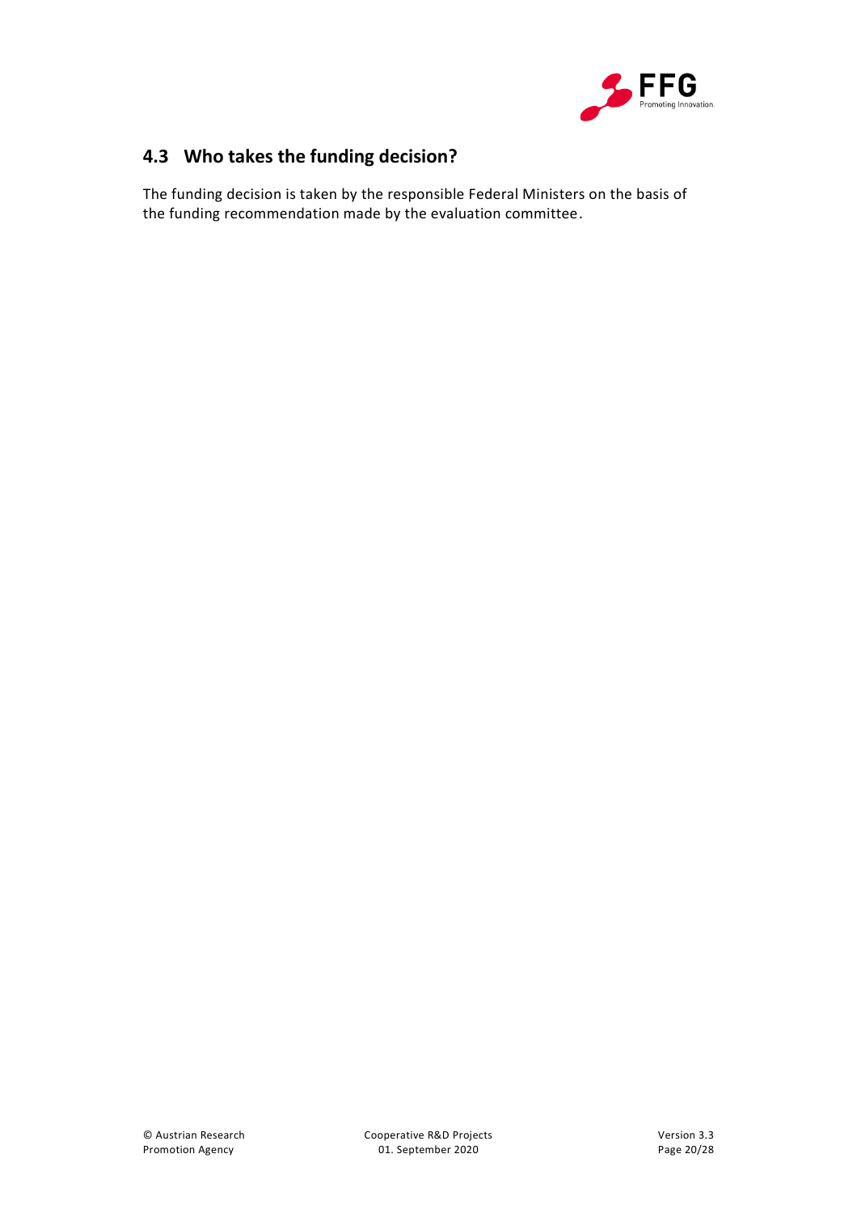## 4.3 Who takes the funding decision?

The funding decision is taken by the responsible Federal Ministers on the basis of the funding recommendation made by the evaluation committee.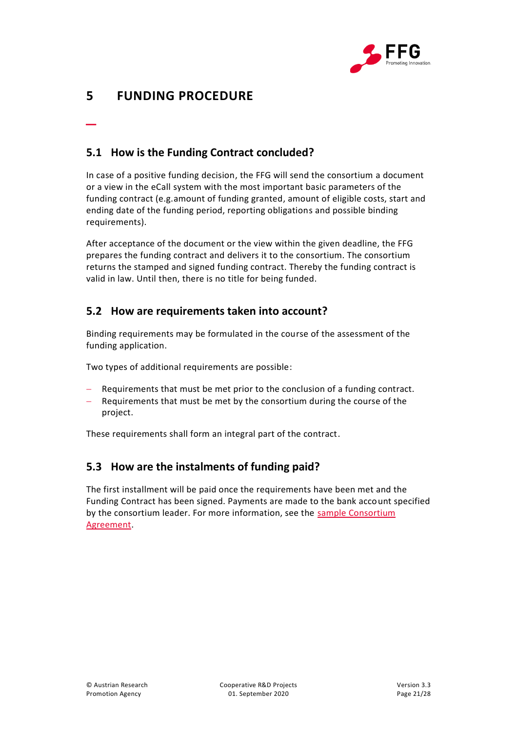# 5 FUNDING PROCEDURE

## 5.1 How is the Funding Contract concluded?

In case of a positive funding decision, the FFG will send the consortium a document or a view in the eCall system with the most important basic parameters of the funding contract (e.g.amount of funding granted, amount of eligible costs, start and ending date of the funding period, reporting obligations and possible binding requirements).

After acceptance of the document or the view within the given deadline, the FFG prepares the funding contract and delivers it to the consortium. The consortium returns the stamped and signed funding contract. Thereby the funding contract is valid in law. Until then, there is no title for being funded.

## 5.2 How are requirements taken into account?

Binding requirements may be formulated in the course of the assessment of the funding application.

Two types of additional requirements are possible:

- Requirements that must be met prior to the conclusion of a funding contract.
- Requirements that must be met by the consortium during the course of the project.

These requirements shall form an integral part of the contract.

## 5.3 How are the instalments of funding paid?

The first installment will be paid once the requirements have been met and the Funding Contract has been signed. Payments are made to the bank account specified by the consortium leader. For more information, see the sample Consortium Agreement.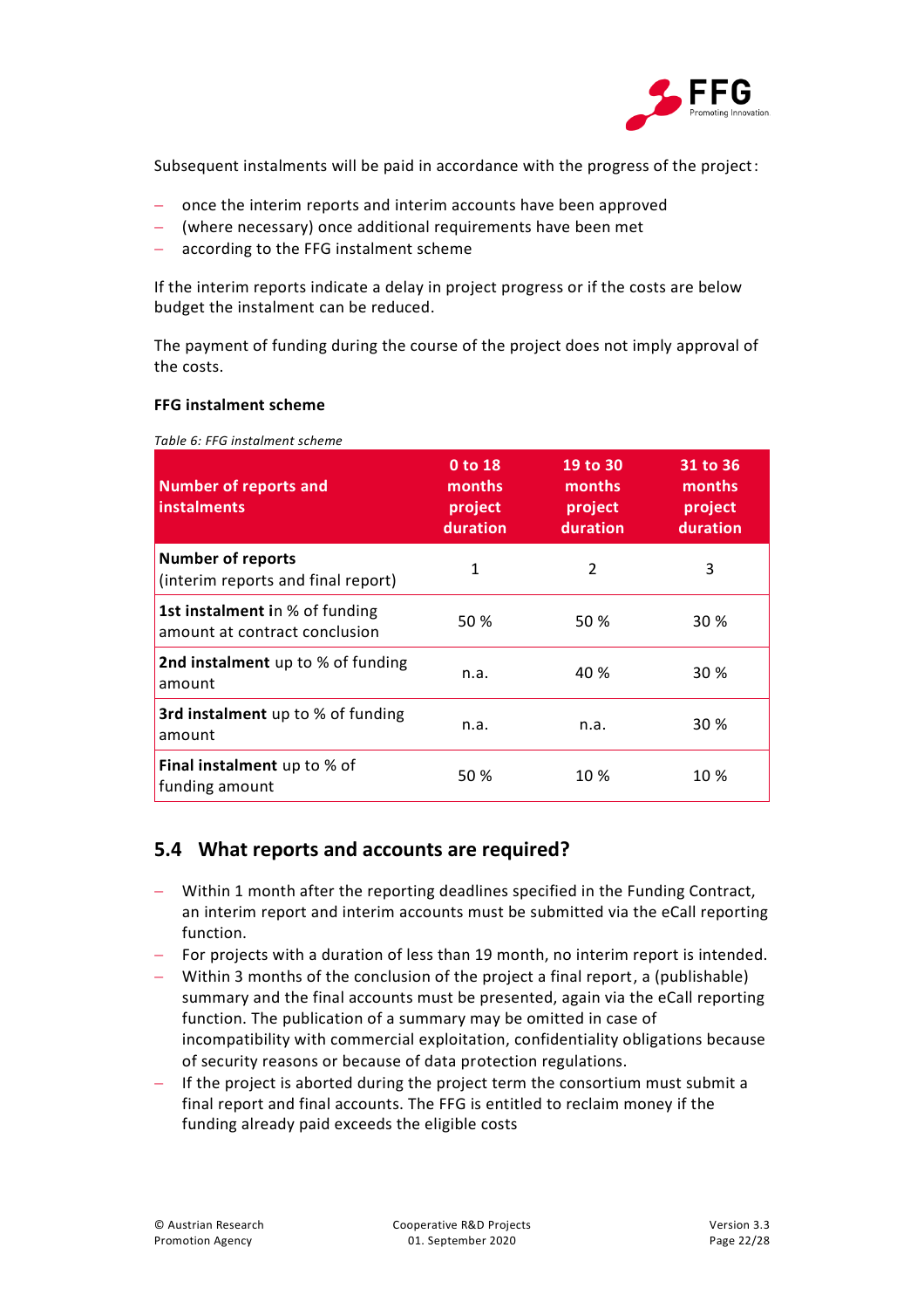Subsequent instalments will be paid in accordance with the progress of the project:

- once the interim reports and interim accounts have been approved
- (where necessary) once additional requirements have been met
- according to the FFG instalment scheme

If the interim reports indicate a delay in project progress or if the costs are below budget the instalment can be reduced.

The payment of funding during the course of the project does not imply approval of the costs.

**FFG instalment scheme**

*Table 6: FFG instalment scheme*

| Number of reports and instalments | 0 to 18 months project duration | 19 to 30 months project duration | 31 to 36 months project duration |
|---|---|---|---|
| **Number of reports** (interim reports and final report) | 1 | 2 | 3 |
| **1st instalment i**n % of funding amount at contract conclusion | 50 % | 50 % | 30 % |
| **2nd instalment** up to % of funding amount | n.a. | 40 % | 30 % |
| **3rd instalment** up to % of funding amount | n.a. | n.a. | 30 % |
| **Final instalment** up to % of funding amount | 50 % | 10 % | 10 % |

## 5.4 What reports and accounts are required?

- Within 1 month after the reporting deadlines specified in the Funding Contract, an interim report and interim accounts must be submitted via the eCall reporting function.
- For projects with a duration of less than 19 month, no interim report is intended.
- Within 3 months of the conclusion of the project a final report, a (publishable) summary and the final accounts must be presented, again via the eCall reporting function. The publication of a summary may be omitted in case of incompatibility with commercial exploitation, confidentiality obligations because of security reasons or because of data protection regulations.
- If the project is aborted during the project term the consortium must submit a final report and final accounts. The FFG is entitled to reclaim money if the funding already paid exceeds the eligible costs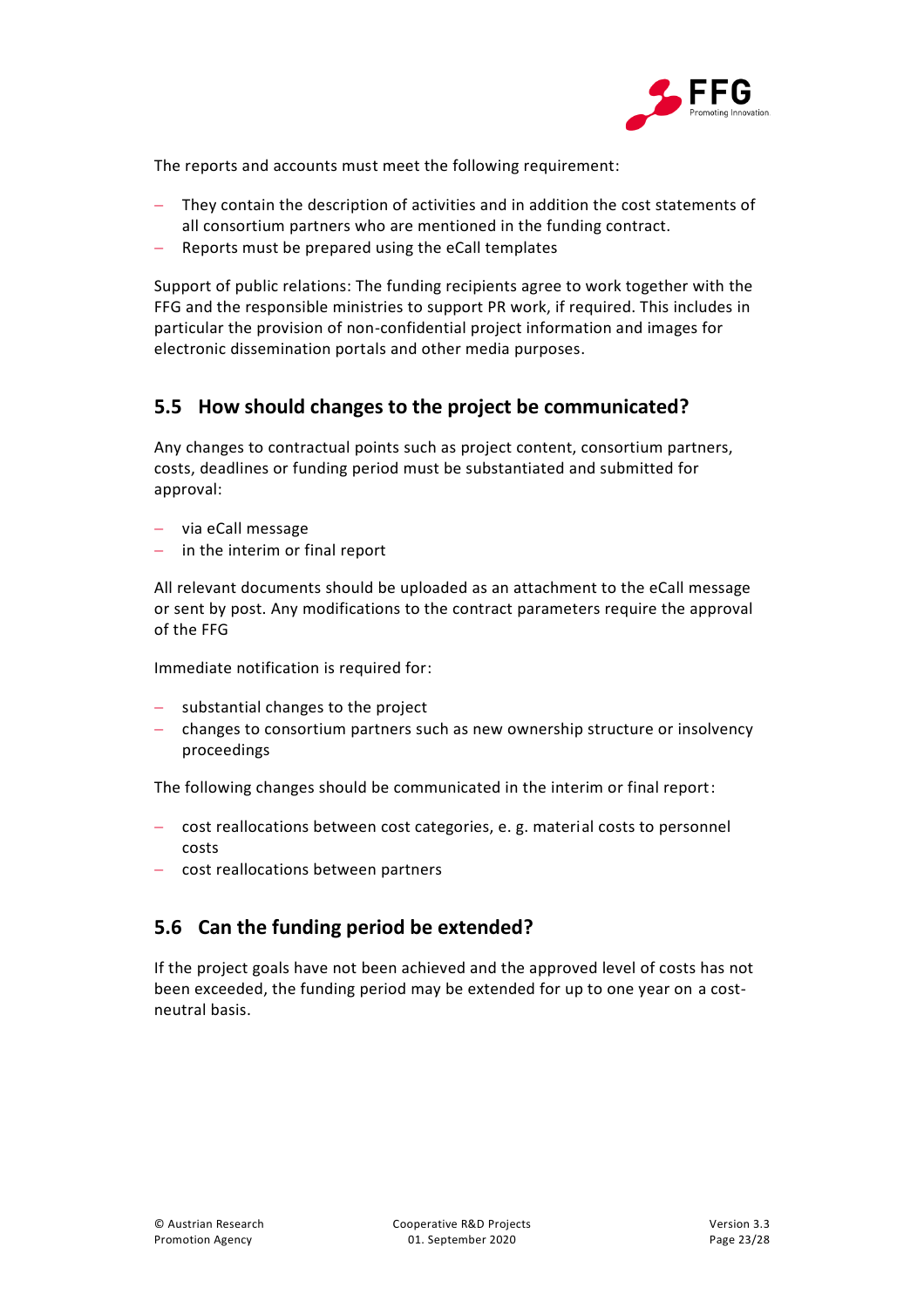The reports and accounts must meet the following requirement:

- They contain the description of activities and in addition the cost statements of all consortium partners who are mentioned in the funding contract.
- Reports must be prepared using the eCall templates

Support of public relations: The funding recipients agree to work together with the FFG and the responsible ministries to support PR work, if required. This includes in particular the provision of non-confidential project information and images for electronic dissemination portals and other media purposes.

## 5.5 How should changes to the project be communicated?

Any changes to contractual points such as project content, consortium partners, costs, deadlines or funding period must be substantiated and submitted for approval:

- via eCall message
- in the interim or final report

All relevant documents should be uploaded as an attachment to the eCall message or sent by post. Any modifications to the contract parameters require the approval of the FFG

Immediate notification is required for:

- substantial changes to the project
- changes to consortium partners such as new ownership structure or insolvency proceedings

The following changes should be communicated in the interim or final report:

- cost reallocations between cost categories, e. g. material costs to personnel costs
- cost reallocations between partners

## 5.6 Can the funding period be extended?

If the project goals have not been achieved and the approved level of costs has not been exceeded, the funding period may be extended for up to one year on a cost-neutral basis.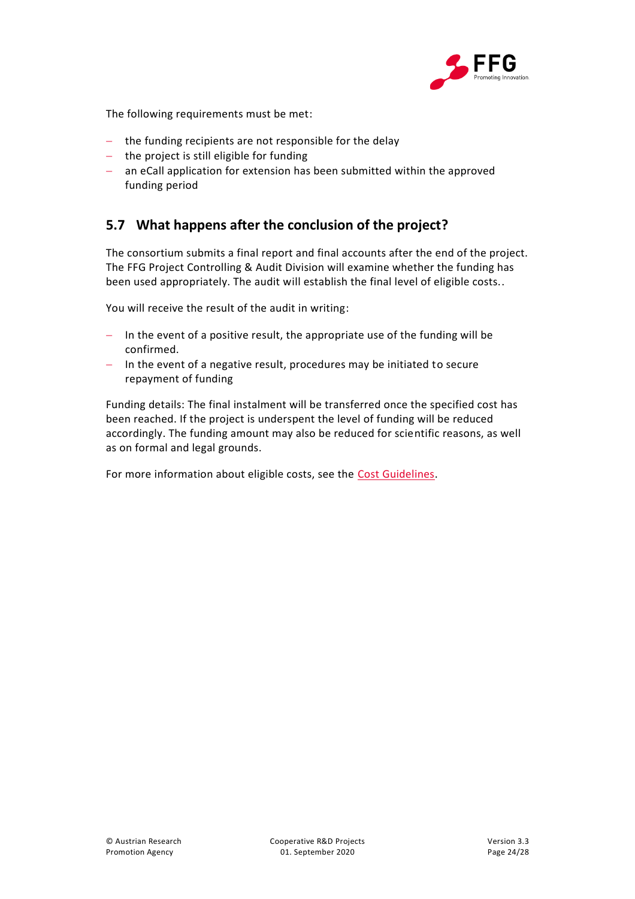The following requirements must be met:

- the funding recipients are not responsible for the delay
- the project is still eligible for funding
- an eCall application for extension has been submitted within the approved funding period

## 5.7 What happens after the conclusion of the project?

The consortium submits a final report and final accounts after the end of the project. The FFG Project Controlling & Audit Division will examine whether the funding has been used appropriately. The audit will establish the final level of eligible costs..

You will receive the result of the audit in writing:

- In the event of a positive result, the appropriate use of the funding will be confirmed.
- In the event of a negative result, procedures may be initiated to secure repayment of funding

Funding details: The final instalment will be transferred once the specified cost has been reached. If the project is underspent the level of funding will be reduced accordingly. The funding amount may also be reduced for scientific reasons, as well as on formal and legal grounds.

For more information about eligible costs, see the Cost Guidelines.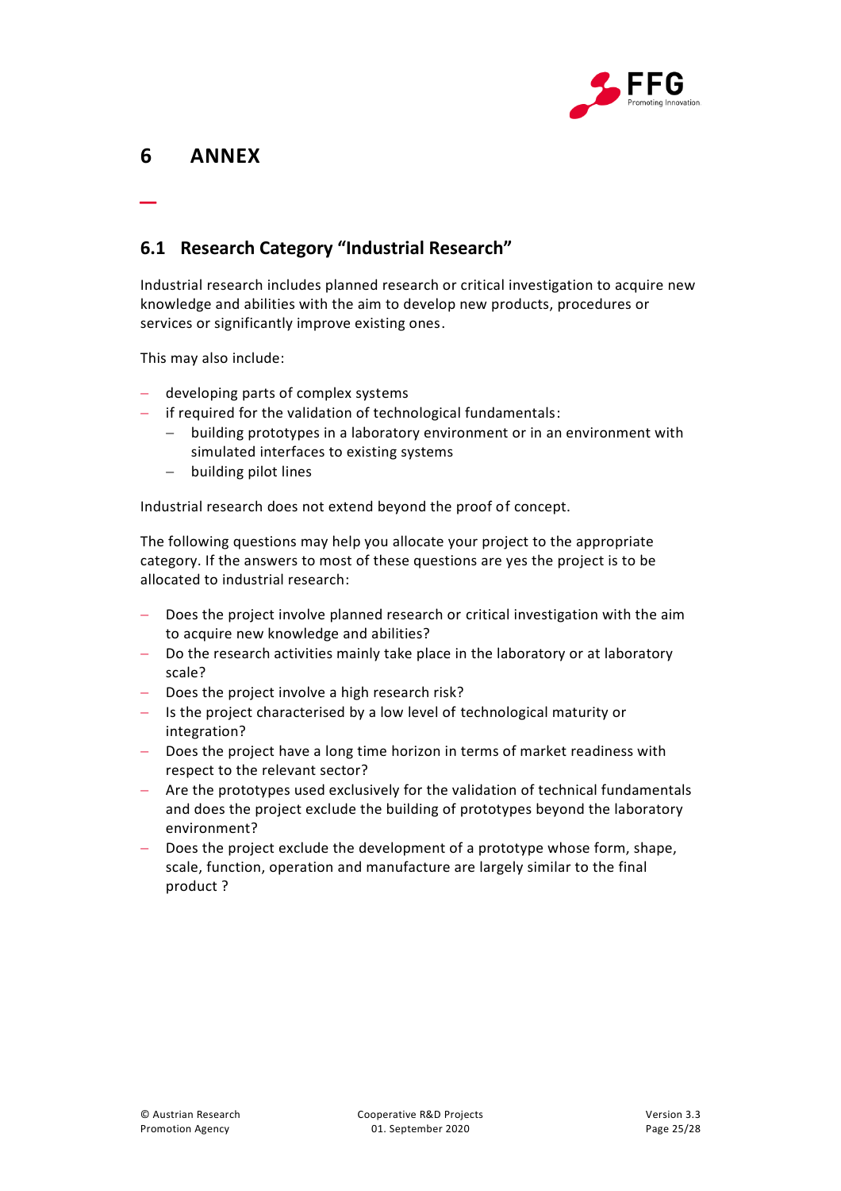# 6 ANNEX

## 6.1 Research Category "Industrial Research"

Industrial research includes planned research or critical investigation to acquire new knowledge and abilities with the aim to develop new products, procedures or services or significantly improve existing ones.

This may also include:

- developing parts of complex systems
- if required for the validation of technological fundamentals:
  - building prototypes in a laboratory environment or in an environment with simulated interfaces to existing systems
  - building pilot lines

Industrial research does not extend beyond the proof of concept.

The following questions may help you allocate your project to the appropriate category. If the answers to most of these questions are yes the project is to be allocated to industrial research:

- Does the project involve planned research or critical investigation with the aim to acquire new knowledge and abilities?
- Do the research activities mainly take place in the laboratory or at laboratory scale?
- Does the project involve a high research risk?
- Is the project characterised by a low level of technological maturity or integration?
- Does the project have a long time horizon in terms of market readiness with respect to the relevant sector?
- Are the prototypes used exclusively for the validation of technical fundamentals and does the project exclude the building of prototypes beyond the laboratory environment?
- Does the project exclude the development of a prototype whose form, shape, scale, function, operation and manufacture are largely similar to the final product ?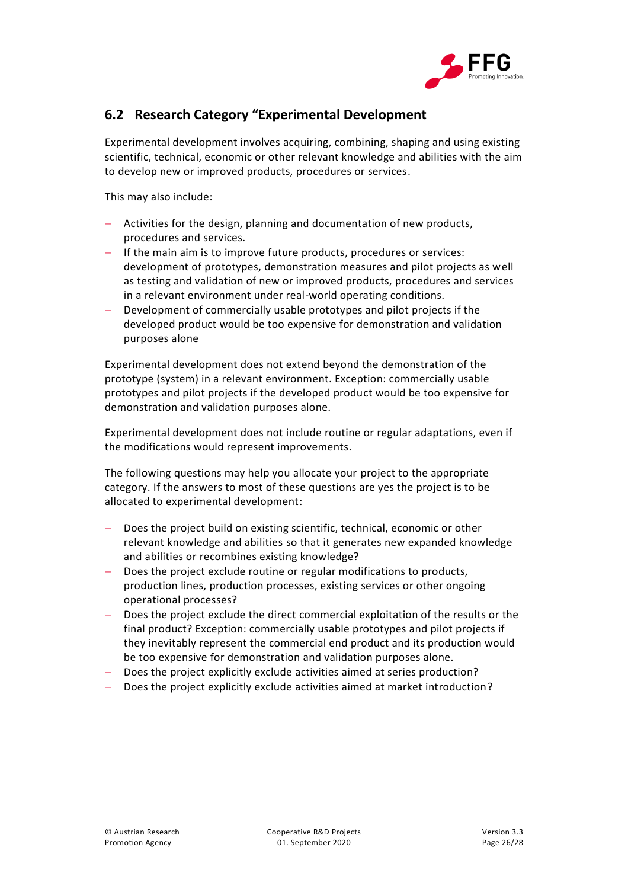## 6.2 Research Category "Experimental Development

Experimental development involves acquiring, combining, shaping and using existing scientific, technical, economic or other relevant knowledge and abilities with the aim to develop new or improved products, procedures or services.

This may also include:

- Activities for the design, planning and documentation of new products, procedures and services.
- If the main aim is to improve future products, procedures or services: development of prototypes, demonstration measures and pilot projects as well as testing and validation of new or improved products, procedures and services in a relevant environment under real-world operating conditions.
- Development of commercially usable prototypes and pilot projects if the developed product would be too expensive for demonstration and validation purposes alone

Experimental development does not extend beyond the demonstration of the prototype (system) in a relevant environment. Exception: commercially usable prototypes and pilot projects if the developed product would be too expensive for demonstration and validation purposes alone.

Experimental development does not include routine or regular adaptations, even if the modifications would represent improvements.

The following questions may help you allocate your project to the appropriate category. If the answers to most of these questions are yes the project is to be allocated to experimental development:

- Does the project build on existing scientific, technical, economic or other relevant knowledge and abilities so that it generates new expanded knowledge and abilities or recombines existing knowledge?
- Does the project exclude routine or regular modifications to products, production lines, production processes, existing services or other ongoing operational processes?
- Does the project exclude the direct commercial exploitation of the results or the final product? Exception: commercially usable prototypes and pilot projects if they inevitably represent the commercial end product and its production would be too expensive for demonstration and validation purposes alone.
- Does the project explicitly exclude activities aimed at series production?
- Does the project explicitly exclude activities aimed at market introduction?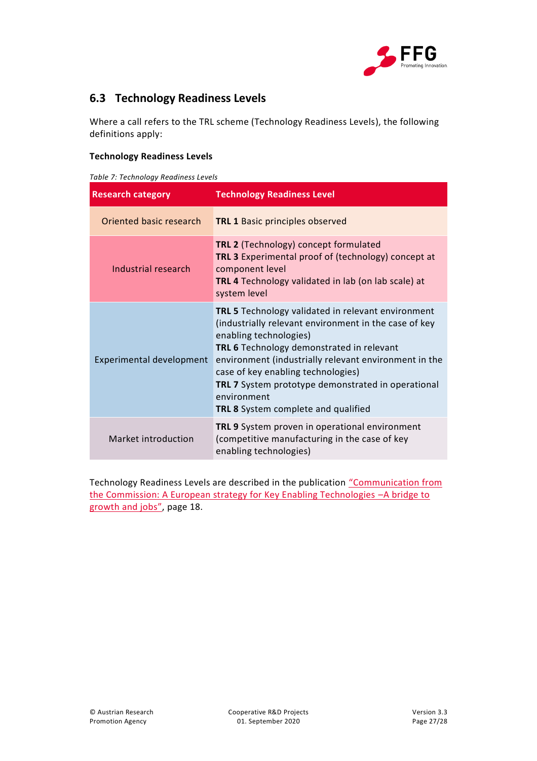## 6.3 Technology Readiness Levels

Where a call refers to the TRL scheme (Technology Readiness Levels), the following definitions apply:

**Technology Readiness Levels**

*Table 7: Technology Readiness Levels*

| Research category | Technology Readiness Level |
|---|---|
| Oriented basic research | **TRL 1** Basic principles observed |
| Industrial research | **TRL 2** (Technology) concept formulated<br>**TRL 3** Experimental proof of (technology) concept at component level<br>**TRL 4** Technology validated in lab (on lab scale) at system level |
| Experimental development | **TRL 5** Technology validated in relevant environment (industrially relevant environment in the case of key enabling technologies)<br>**TRL 6** Technology demonstrated in relevant environment (industrially relevant environment in the case of key enabling technologies)<br>**TRL 7** System prototype demonstrated in operational environment<br>**TRL 8** System complete and qualified |
| Market introduction | **TRL 9** System proven in operational environment (competitive manufacturing in the case of key enabling technologies) |

Technology Readiness Levels are described in the publication "Communication from the Commission: A European strategy for Key Enabling Technologies –A bridge to growth and jobs", page 18.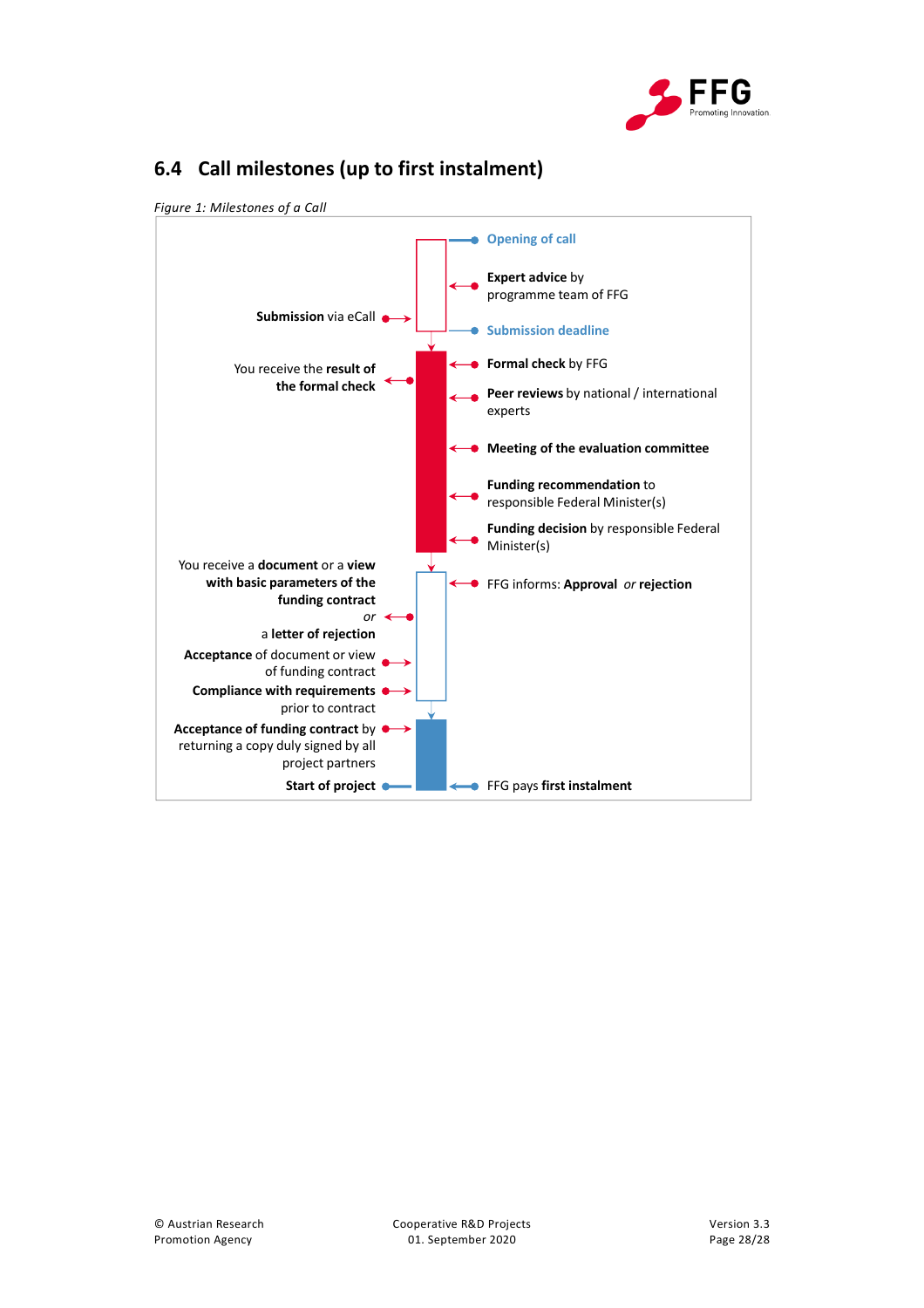## 6.4 Call milestones (up to first instalment)

*Figure 1: Milestones of a Call*

**Opening of call**

**Expert advice** by programme team of FFG

**Submission** via eCall

**Submission deadline**

**Formal check** by FFG

You receive the **result of the formal check**

**Peer reviews** by national / international experts

**Meeting of the evaluation committee**

**Funding recommendation** to responsible Federal Minister(s)

**Funding decision** by responsible Federal Minister(s)

You receive a **document** or a **view with basic parameters of the funding contract** *or* a **letter of rejection**

FFG informs: **Approval** *or* **rejection**

**Acceptance** of document or view of funding contract

**Compliance with requirements** prior to contract

**Acceptance of funding contract** by returning a copy duly signed by all project partners

**Start of project**

FFG pays **first instalment**